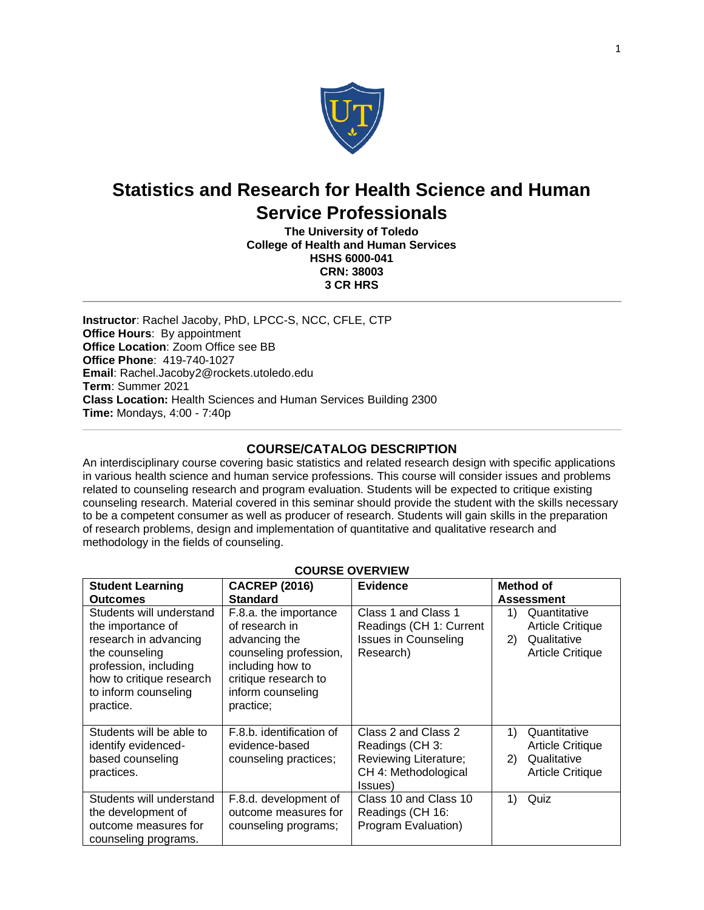# Statistics and Research for Health Science and Human Service Professionals

**The University of Toledo**
**College of Health and Human Services**
**HSHS 6000-041**
**CRN: 38003**
**3 CR HRS**

---

**Instructor**: Rachel Jacoby, PhD, LPCC-S, NCC, CFLE, CTP
**Office Hours**: By appointment
**Office Location**: Zoom Office see BB
**Office Phone**: 419-740-1027
**Email**: Rachel.Jacoby2@rockets.utoledo.edu
**Term**: Summer 2021
**Class Location:** Health Sciences and Human Services Building 2300
**Time:** Mondays, 4:00 - 7:40p

---

## COURSE/CATALOG DESCRIPTION

An interdisciplinary course covering basic statistics and related research design with specific applications in various health science and human service professions. This course will consider issues and problems related to counseling research and program evaluation. Students will be expected to critique existing counseling research. Material covered in this seminar should provide the student with the skills necessary to be a competent consumer as well as producer of research. Students will gain skills in the preparation of research problems, design and implementation of quantitative and qualitative research and methodology in the fields of counseling.

## COURSE OVERVIEW

| Student Learning Outcomes | CACREP (2016) Standard | Evidence | Method of Assessment |
|---|---|---|---|
| Students will understand the importance of research in advancing the counseling profession, including how to critique research to inform counseling practice. | F.8.a. the importance of research in advancing the counseling profession, including how to critique research to inform counseling practice; | Class 1 and Class 1 Readings (CH 1: Current Issues in Counseling Research) | 1) Quantitative Article Critique 2) Qualitative Article Critique |
| Students will be able to identify evidenced-based counseling practices. | F.8.b. identification of evidence-based counseling practices; | Class 2 and Class 2 Readings (CH 3: Reviewing Literature; CH 4: Methodological Issues) | 1) Quantitative Article Critique 2) Qualitative Article Critique |
| Students will understand the development of outcome measures for counseling programs. | F.8.d. development of outcome measures for counseling programs; | Class 10 and Class 10 Readings (CH 16: Program Evaluation) | 1) Quiz |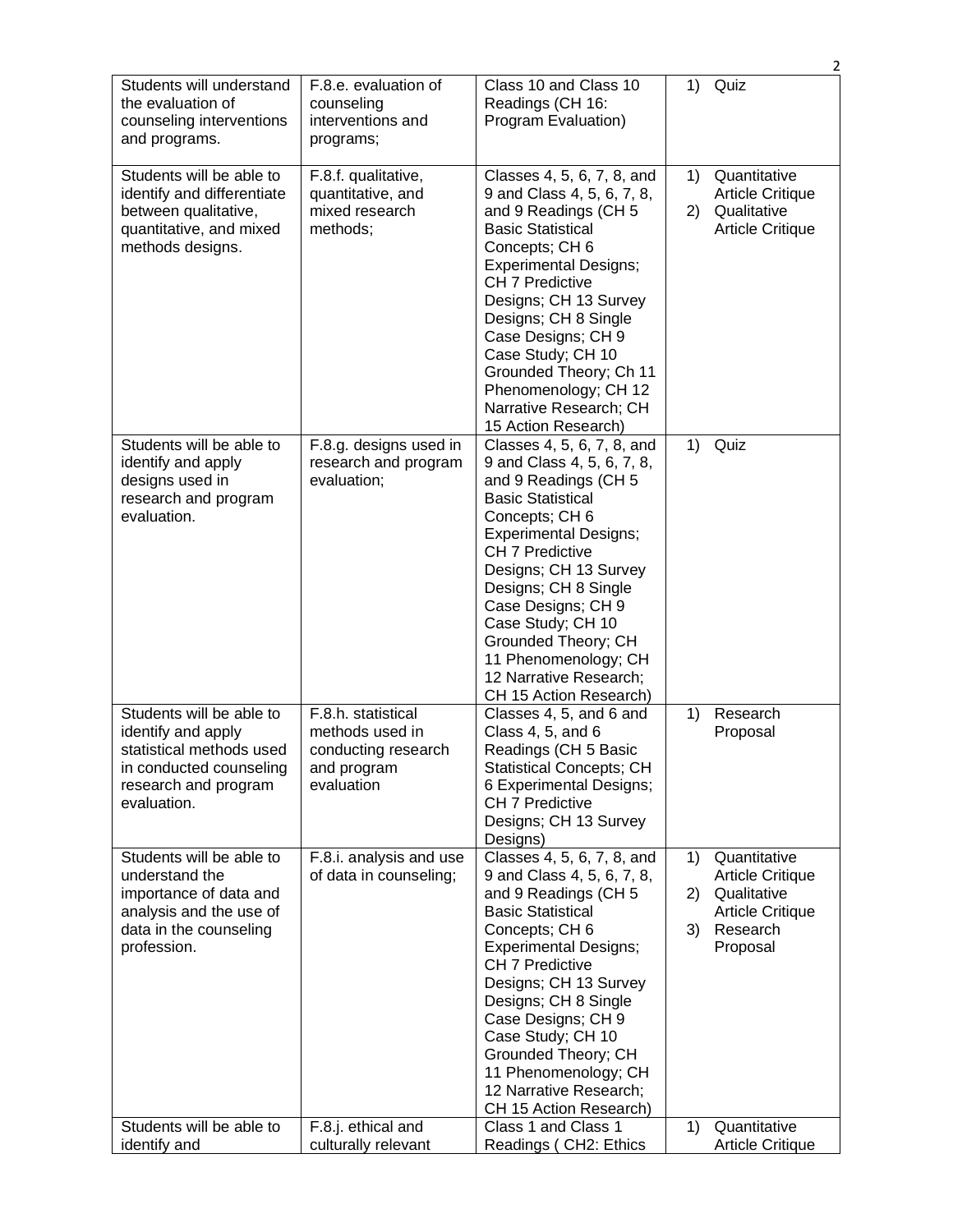| Students will understand the evaluation of counseling interventions and programs. | F.8.e. evaluation of counseling interventions and programs; | Class 10 and Class 10 Readings (CH 16: Program Evaluation) | 1) Quiz |
|---|---|---|---|
| Students will be able to identify and differentiate between qualitative, quantitative, and mixed methods designs. | F.8.f. qualitative, quantitative, and mixed research methods; | Classes 4, 5, 6, 7, 8, and 9 and Class 4, 5, 6, 7, 8, and 9 Readings (CH 5 Basic Statistical Concepts; CH 6 Experimental Designs; CH 7 Predictive Designs; CH 13 Survey Designs; CH 8 Single Case Designs; CH 9 Case Study; CH 10 Grounded Theory; Ch 11 Phenomenology; CH 12 Narrative Research; CH 15 Action Research) | 1) Quantitative Article Critique<br>2) Qualitative Article Critique |
| Students will be able to identify and apply designs used in research and program evaluation. | F.8.g. designs used in research and program evaluation; | Classes 4, 5, 6, 7, 8, and 9 and Class 4, 5, 6, 7, 8, and 9 Readings (CH 5 Basic Statistical Concepts; CH 6 Experimental Designs; CH 7 Predictive Designs; CH 13 Survey Designs; CH 8 Single Case Designs; CH 9 Case Study; CH 10 Grounded Theory; CH 11 Phenomenology; CH 12 Narrative Research; CH 15 Action Research) | 1) Quiz |
| Students will be able to identify and apply statistical methods used in conducted counseling research and program evaluation. | F.8.h. statistical methods used in conducting research and program evaluation | Classes 4, 5, and 6 and Class 4, 5, and 6 Readings (CH 5 Basic Statistical Concepts; CH 6 Experimental Designs; CH 7 Predictive Designs; CH 13 Survey Designs) | 1) Research Proposal |
| Students will be able to understand the importance of data and analysis and the use of data in the counseling profession. | F.8.i. analysis and use of data in counseling; | Classes 4, 5, 6, 7, 8, and 9 and Class 4, 5, 6, 7, 8, and 9 Readings (CH 5 Basic Statistical Concepts; CH 6 Experimental Designs; CH 7 Predictive Designs; CH 13 Survey Designs; CH 8 Single Case Designs; CH 9 Case Study; CH 10 Grounded Theory; CH 11 Phenomenology; CH 12 Narrative Research; CH 15 Action Research) | 1) Quantitative Article Critique<br>2) Qualitative Article Critique<br>3) Research Proposal |
| Students will be able to identify and | F.8.j. ethical and culturally relevant | Class 1 and Class 1 Readings ( CH2: Ethics | 1) Quantitative Article Critique |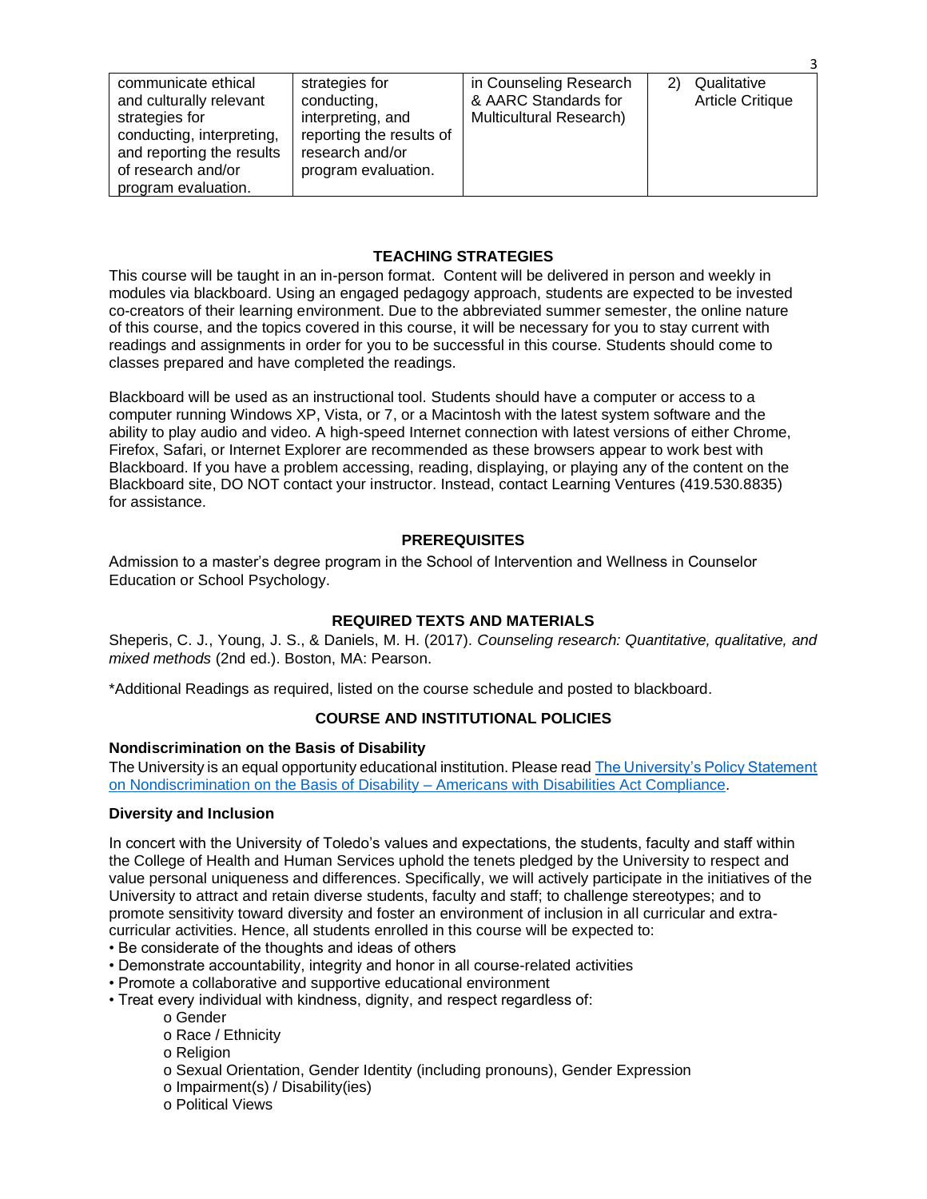| communicate ethical and culturally relevant strategies for conducting, interpreting, and reporting the results of research and/or program evaluation. | strategies for conducting, interpreting, and reporting the results of research and/or program evaluation. | in Counseling Research & AARC Standards for Multicultural Research) | 2) Qualitative Article Critique |
|---|---|---|---|

## TEACHING STRATEGIES

This course will be taught in an in-person format. Content will be delivered in person and weekly in modules via blackboard. Using an engaged pedagogy approach, students are expected to be invested co-creators of their learning environment. Due to the abbreviated summer semester, the online nature of this course, and the topics covered in this course, it will be necessary for you to stay current with readings and assignments in order for you to be successful in this course. Students should come to classes prepared and have completed the readings.

Blackboard will be used as an instructional tool. Students should have a computer or access to a computer running Windows XP, Vista, or 7, or a Macintosh with the latest system software and the ability to play audio and video. A high-speed Internet connection with latest versions of either Chrome, Firefox, Safari, or Internet Explorer are recommended as these browsers appear to work best with Blackboard. If you have a problem accessing, reading, displaying, or playing any of the content on the Blackboard site, DO NOT contact your instructor. Instead, contact Learning Ventures (419.530.8835) for assistance.

## PREREQUISITES

Admission to a master's degree program in the School of Intervention and Wellness in Counselor Education or School Psychology.

## REQUIRED TEXTS AND MATERIALS

Sheperis, C. J., Young, J. S., & Daniels, M. H. (2017). *Counseling research: Quantitative, qualitative, and mixed methods* (2nd ed.). Boston, MA: Pearson.

*Additional Readings as required, listed on the course schedule and posted to blackboard.

## COURSE AND INSTITUTIONAL POLICIES

### Nondiscrimination on the Basis of Disability

The University is an equal opportunity educational institution. Please read The University's Policy Statement on Nondiscrimination on the Basis of Disability – Americans with Disabilities Act Compliance.

### Diversity and Inclusion

In concert with the University of Toledo's values and expectations, the students, faculty and staff within the College of Health and Human Services uphold the tenets pledged by the University to respect and value personal uniqueness and differences. Specifically, we will actively participate in the initiatives of the University to attract and retain diverse students, faculty and staff; to challenge stereotypes; and to promote sensitivity toward diversity and foster an environment of inclusion in all curricular and extra-curricular activities. Hence, all students enrolled in this course will be expected to:

- Be considerate of the thoughts and ideas of others
- Demonstrate accountability, integrity and honor in all course-related activities
- Promote a collaborative and supportive educational environment
- Treat every individual with kindness, dignity, and respect regardless of:
    - Gender
    - Race / Ethnicity
    - Religion
    - Sexual Orientation, Gender Identity (including pronouns), Gender Expression
    - Impairment(s) / Disability(ies)
    - Political Views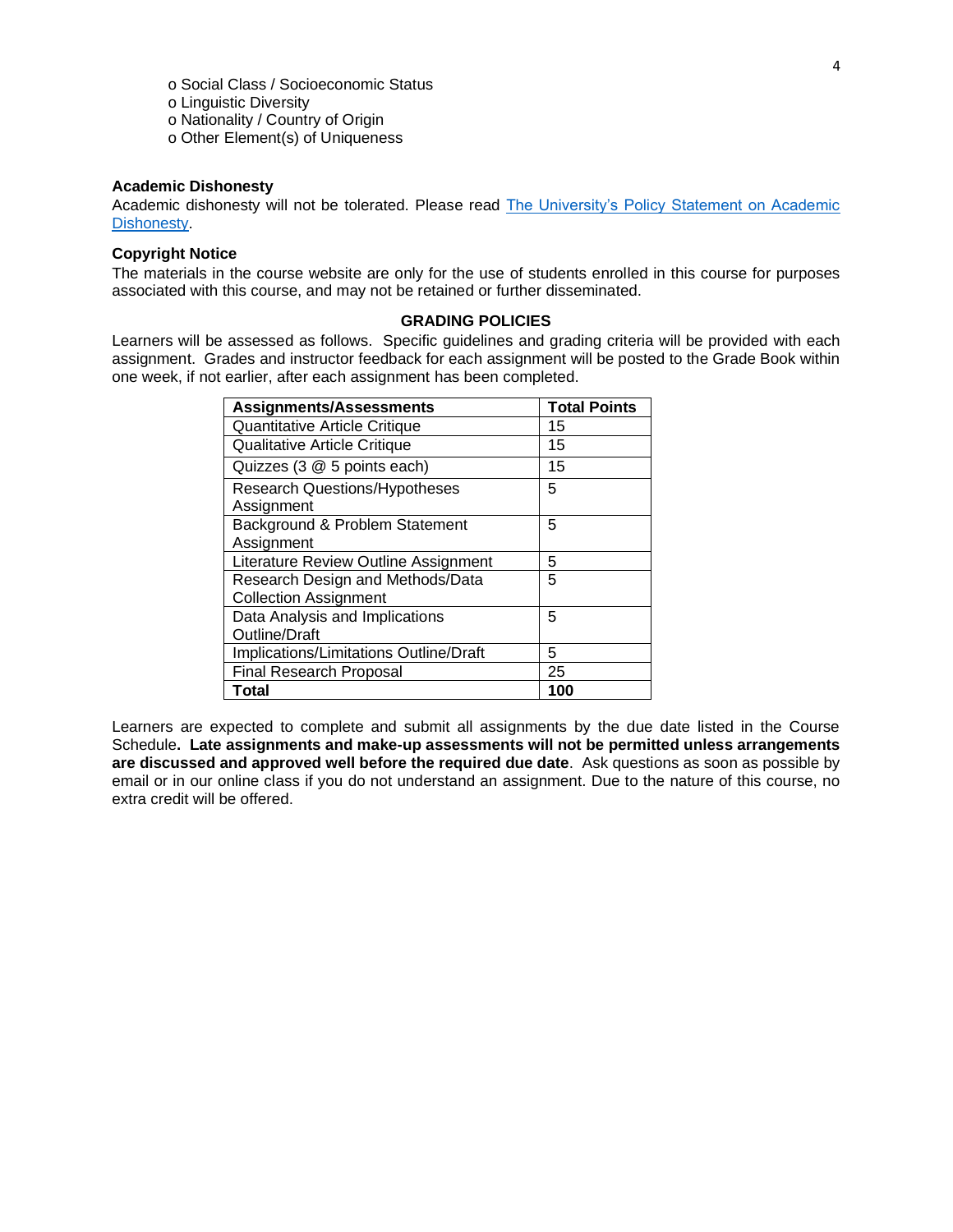- o Social Class / Socioeconomic Status
- o Linguistic Diversity
- o Nationality / Country of Origin
- o Other Element(s) of Uniqueness

**Academic Dishonesty**
Academic dishonesty will not be tolerated. Please read The University's Policy Statement on Academic Dishonesty.

**Copyright Notice**
The materials in the course website are only for the use of students enrolled in this course for purposes associated with this course, and may not be retained or further disseminated.

## GRADING POLICIES

Learners will be assessed as follows. Specific guidelines and grading criteria will be provided with each assignment. Grades and instructor feedback for each assignment will be posted to the Grade Book within one week, if not earlier, after each assignment has been completed.

| Assignments/Assessments | Total Points |
|---|---|
| Quantitative Article Critique | 15 |
| Qualitative Article Critique | 15 |
| Quizzes (3 @ 5 points each) | 15 |
| Research Questions/Hypotheses Assignment | 5 |
| Background & Problem Statement Assignment | 5 |
| Literature Review Outline Assignment | 5 |
| Research Design and Methods/Data Collection Assignment | 5 |
| Data Analysis and Implications Outline/Draft | 5 |
| Implications/Limitations Outline/Draft | 5 |
| Final Research Proposal | 25 |
| **Total** | **100** |

Learners are expected to complete and submit all assignments by the due date listed in the Course Schedule**. Late assignments and make-up assessments will not be permitted unless arrangements are discussed and approved well before the required due date**. Ask questions as soon as possible by email or in our online class if you do not understand an assignment. Due to the nature of this course, no extra credit will be offered.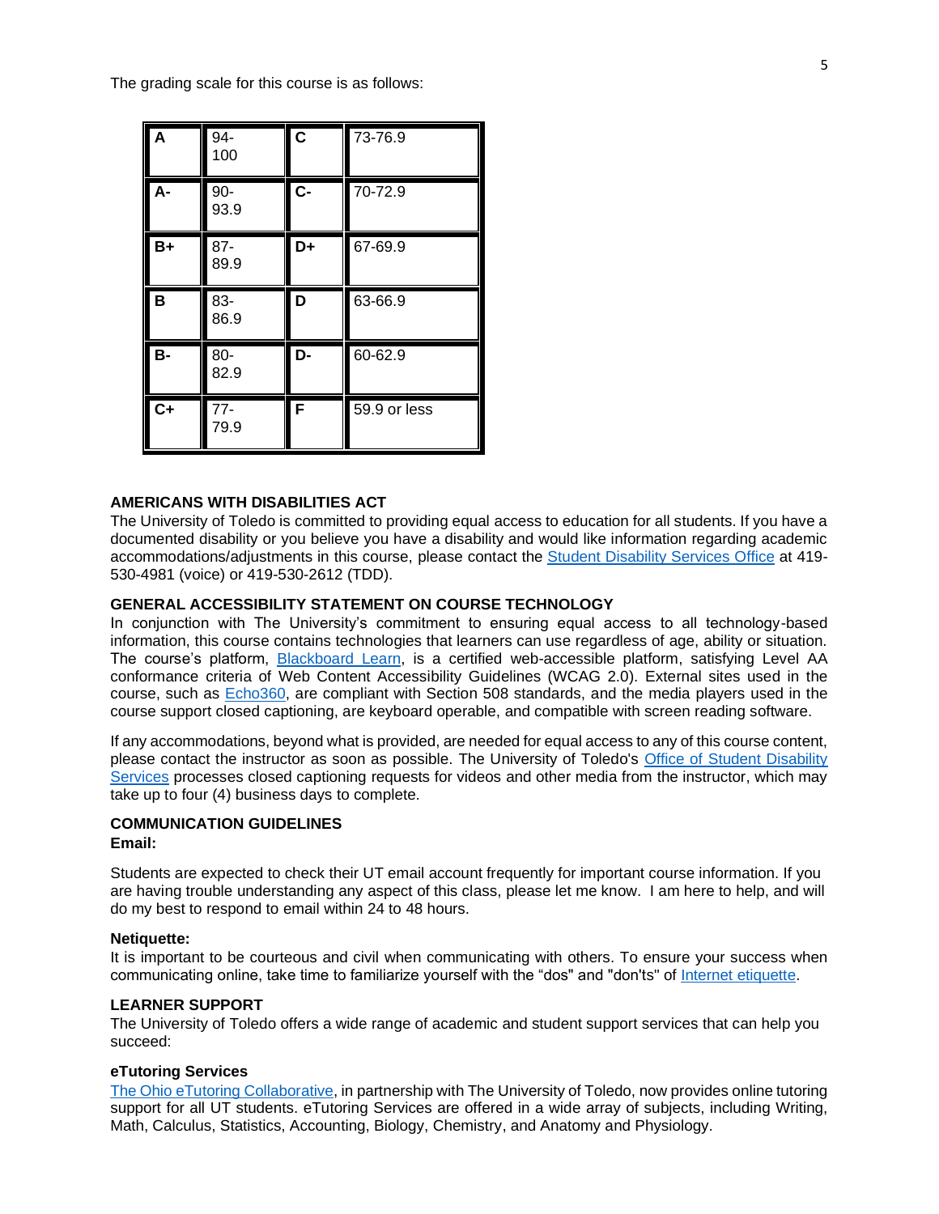The grading scale for this course is as follows:

| **A** | 94-100 | **C** | 73-76.9 |
|---|---|---|---|
| **A-** | 90-93.9 | **C-** | 70-72.9 |
| **B+** | 87-89.9 | **D+** | 67-69.9 |
| **B** | 83-86.9 | **D** | 63-66.9 |
| **B-** | 80-82.9 | **D-** | 60-62.9 |
| **C+** | 77-79.9 | **F** | 59.9 or less |

### AMERICANS WITH DISABILITIES ACT

The University of Toledo is committed to providing equal access to education for all students. If you have a documented disability or you believe you have a disability and would like information regarding academic accommodations/adjustments in this course, please contact the Student Disability Services Office at 419-530-4981 (voice) or 419-530-2612 (TDD).

### GENERAL ACCESSIBILITY STATEMENT ON COURSE TECHNOLOGY

In conjunction with The University's commitment to ensuring equal access to all technology-based information, this course contains technologies that learners can use regardless of age, ability or situation. The course's platform, Blackboard Learn, is a certified web-accessible platform, satisfying Level AA conformance criteria of Web Content Accessibility Guidelines (WCAG 2.0). External sites used in the course, such as Echo360, are compliant with Section 508 standards, and the media players used in the course support closed captioning, are keyboard operable, and compatible with screen reading software.

If any accommodations, beyond what is provided, are needed for equal access to any of this course content, please contact the instructor as soon as possible. The University of Toledo's Office of Student Disability Services processes closed captioning requests for videos and other media from the instructor, which may take up to four (4) business days to complete.

### COMMUNICATION GUIDELINES

**Email:**

Students are expected to check their UT email account frequently for important course information. If you are having trouble understanding any aspect of this class, please let me know. I am here to help, and will do my best to respond to email within 24 to 48 hours.

**Netiquette:**

It is important to be courteous and civil when communicating with others. To ensure your success when communicating online, take time to familiarize yourself with the "dos" and "don'ts" of Internet etiquette.

### LEARNER SUPPORT

The University of Toledo offers a wide range of academic and student support services that can help you succeed:

**eTutoring Services**

The Ohio eTutoring Collaborative, in partnership with The University of Toledo, now provides online tutoring support for all UT students. eTutoring Services are offered in a wide array of subjects, including Writing, Math, Calculus, Statistics, Accounting, Biology, Chemistry, and Anatomy and Physiology.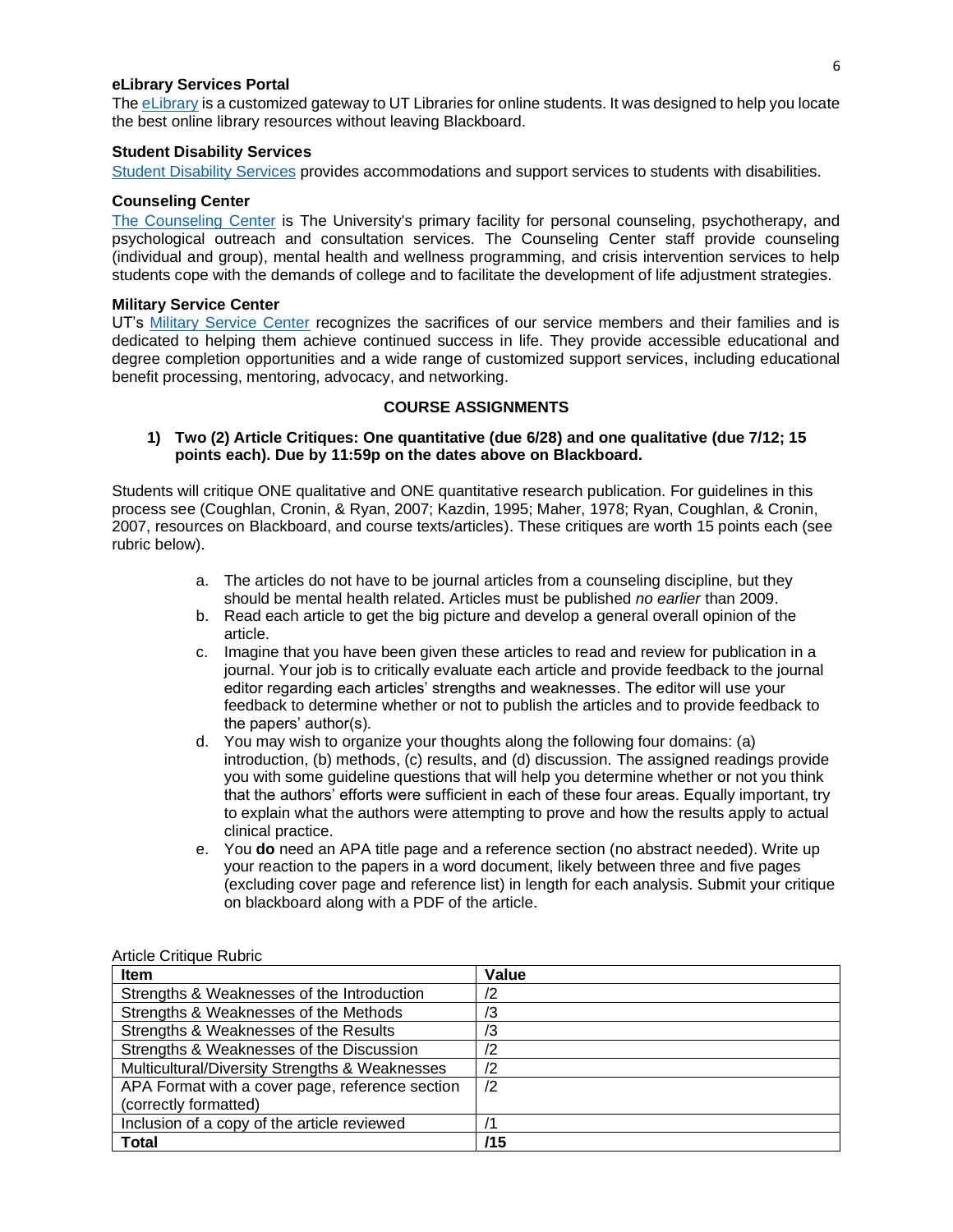**eLibrary Services Portal**
The eLibrary is a customized gateway to UT Libraries for online students. It was designed to help you locate the best online library resources without leaving Blackboard.

**Student Disability Services**
Student Disability Services provides accommodations and support services to students with disabilities.

**Counseling Center**
The Counseling Center is The University's primary facility for personal counseling, psychotherapy, and psychological outreach and consultation services. The Counseling Center staff provide counseling (individual and group), mental health and wellness programming, and crisis intervention services to help students cope with the demands of college and to facilitate the development of life adjustment strategies.

**Military Service Center**
UT's Military Service Center recognizes the sacrifices of our service members and their families and is dedicated to helping them achieve continued success in life. They provide accessible educational and degree completion opportunities and a wide range of customized support services, including educational benefit processing, mentoring, advocacy, and networking.

## COURSE ASSIGNMENTS

1) **Two (2) Article Critiques: One quantitative (due 6/28) and one qualitative (due 7/12; 15 points each). Due by 11:59p on the dates above on Blackboard.**

Students will critique ONE qualitative and ONE quantitative research publication. For guidelines in this process see (Coughlan, Cronin, & Ryan, 2007; Kazdin, 1995; Maher, 1978; Ryan, Coughlan, & Cronin, 2007, resources on Blackboard, and course texts/articles). These critiques are worth 15 points each (see rubric below).

a. The articles do not have to be journal articles from a counseling discipline, but they should be mental health related. Articles must be published *no earlier* than 2009.
b. Read each article to get the big picture and develop a general overall opinion of the article.
c. Imagine that you have been given these articles to read and review for publication in a journal. Your job is to critically evaluate each article and provide feedback to the journal editor regarding each articles' strengths and weaknesses. The editor will use your feedback to determine whether or not to publish the articles and to provide feedback to the papers' author(s).
d. You may wish to organize your thoughts along the following four domains: (a) introduction, (b) methods, (c) results, and (d) discussion. The assigned readings provide you with some guideline questions that will help you determine whether or not you think that the authors' efforts were sufficient in each of these four areas. Equally important, try to explain what the authors were attempting to prove and how the results apply to actual clinical practice.
e. You **do** need an APA title page and a reference section (no abstract needed). Write up your reaction to the papers in a word document, likely between three and five pages (excluding cover page and reference list) in length for each analysis. Submit your critique on blackboard along with a PDF of the article.

Article Critique Rubric

| **Item** | **Value** |
|---|---|
| Strengths & Weaknesses of the Introduction | /2 |
| Strengths & Weaknesses of the Methods | /3 |
| Strengths & Weaknesses of the Results | /3 |
| Strengths & Weaknesses of the Discussion | /2 |
| Multicultural/Diversity Strengths & Weaknesses | /2 |
| APA Format with a cover page, reference section (correctly formatted) | /2 |
| Inclusion of a copy of the article reviewed | /1 |
| **Total** | **/15** |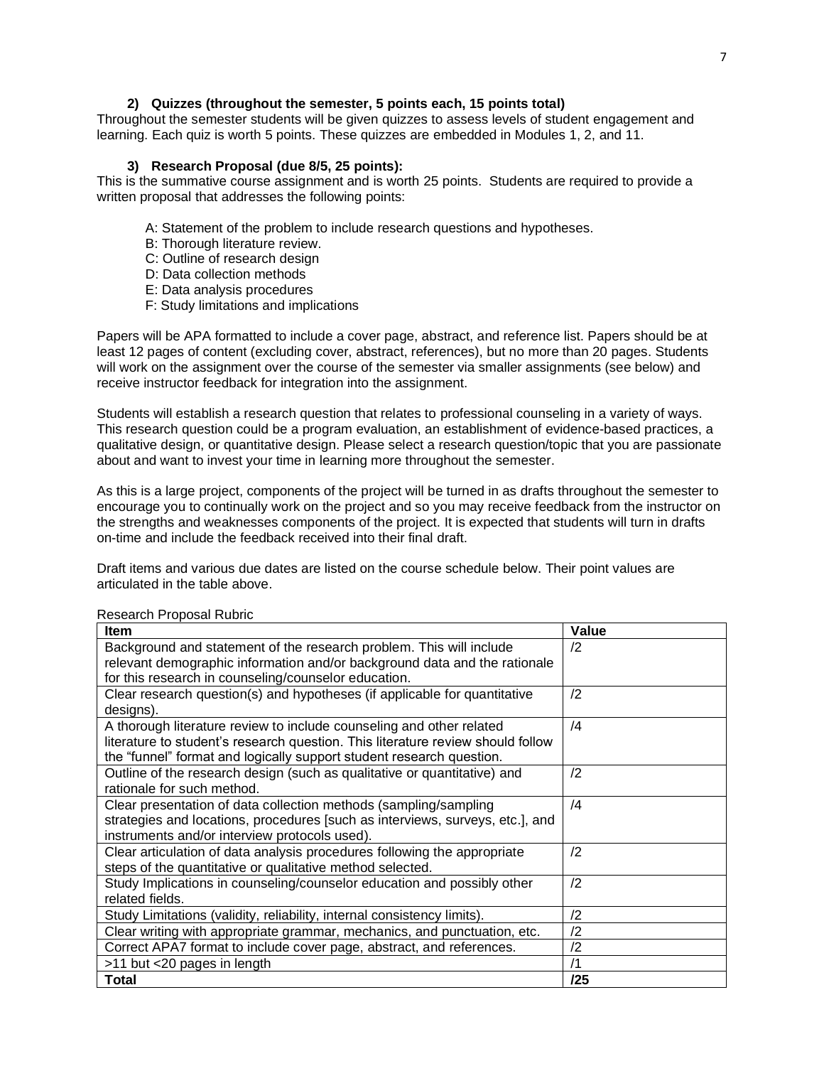### 2) Quizzes (throughout the semester, 5 points each, 15 points total)

Throughout the semester students will be given quizzes to assess levels of student engagement and learning. Each quiz is worth 5 points. These quizzes are embedded in Modules 1, 2, and 11.

### 3) Research Proposal (due 8/5, 25 points):

This is the summative course assignment and is worth 25 points. Students are required to provide a written proposal that addresses the following points:

A: Statement of the problem to include research questions and hypotheses.
B: Thorough literature review.
C: Outline of research design
D: Data collection methods
E: Data analysis procedures
F: Study limitations and implications

Papers will be APA formatted to include a cover page, abstract, and reference list. Papers should be at least 12 pages of content (excluding cover, abstract, references), but no more than 20 pages. Students will work on the assignment over the course of the semester via smaller assignments (see below) and receive instructor feedback for integration into the assignment.

Students will establish a research question that relates to professional counseling in a variety of ways. This research question could be a program evaluation, an establishment of evidence-based practices, a qualitative design, or quantitative design. Please select a research question/topic that you are passionate about and want to invest your time in learning more throughout the semester.

As this is a large project, components of the project will be turned in as drafts throughout the semester to encourage you to continually work on the project and so you may receive feedback from the instructor on the strengths and weaknesses components of the project. It is expected that students will turn in drafts on-time and include the feedback received into their final draft.

Draft items and various due dates are listed on the course schedule below. Their point values are articulated in the table above.

Research Proposal Rubric

| **Item** | **Value** |
|---|---|
| Background and statement of the research problem. This will include relevant demographic information and/or background data and the rationale for this research in counseling/counselor education. | /2 |
| Clear research question(s) and hypotheses (if applicable for quantitative designs). | /2 |
| A thorough literature review to include counseling and other related literature to student's research question. This literature review should follow the "funnel" format and logically support student research question. | /4 |
| Outline of the research design (such as qualitative or quantitative) and rationale for such method. | /2 |
| Clear presentation of data collection methods (sampling/sampling strategies and locations, procedures [such as interviews, surveys, etc.], and instruments and/or interview protocols used). | /4 |
| Clear articulation of data analysis procedures following the appropriate steps of the quantitative or qualitative method selected. | /2 |
| Study Implications in counseling/counselor education and possibly other related fields. | /2 |
| Study Limitations (validity, reliability, internal consistency limits). | /2 |
| Clear writing with appropriate grammar, mechanics, and punctuation, etc. | /2 |
| Correct APA7 format to include cover page, abstract, and references. | /2 |
| >11 but <20 pages in length | /1 |
| **Total** | **/25** |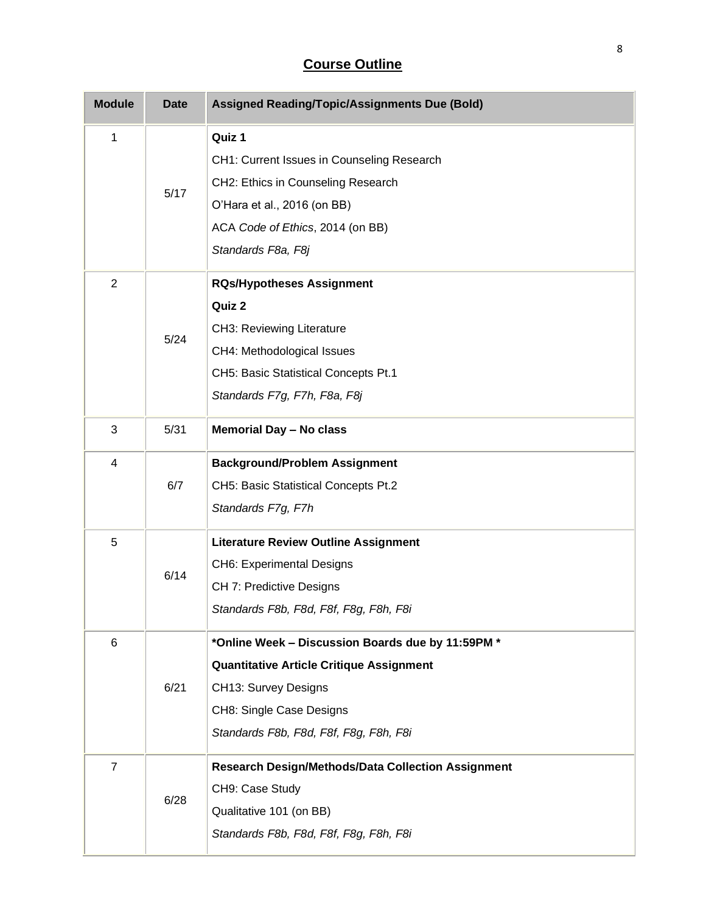## **Course Outline**

| Module | Date | Assigned Reading/Topic/Assignments Due (Bold) |
|---|---|---|
| 1 | 5/17 | **Quiz 1**<br>CH1: Current Issues in Counseling Research<br>CH2: Ethics in Counseling Research<br>O'Hara et al., 2016 (on BB)<br>ACA *Code of Ethics*, 2014 (on BB)<br>*Standards F8a, F8j* |
| 2 | 5/24 | **RQs/Hypotheses Assignment**<br>**Quiz 2**<br>CH3: Reviewing Literature<br>CH4: Methodological Issues<br>CH5: Basic Statistical Concepts Pt.1<br>*Standards F7g, F7h, F8a, F8j* |
| 3 | 5/31 | **Memorial Day – No class** |
| 4 | 6/7 | **Background/Problem Assignment**<br>CH5: Basic Statistical Concepts Pt.2<br>*Standards F7g, F7h* |
| 5 | 6/14 | **Literature Review Outline Assignment**<br>CH6: Experimental Designs<br>CH 7: Predictive Designs<br>*Standards F8b, F8d, F8f, F8g, F8h, F8i* |
| 6 | 6/21 | ***Online Week – Discussion Boards due by 11:59PM ***<br>**Quantitative Article Critique Assignment**<br>CH13: Survey Designs<br>CH8: Single Case Designs<br>*Standards F8b, F8d, F8f, F8g, F8h, F8i* |
| 7 | 6/28 | **Research Design/Methods/Data Collection Assignment**<br>CH9: Case Study<br>Qualitative 101 (on BB)<br>*Standards F8b, F8d, F8f, F8g, F8h, F8i* |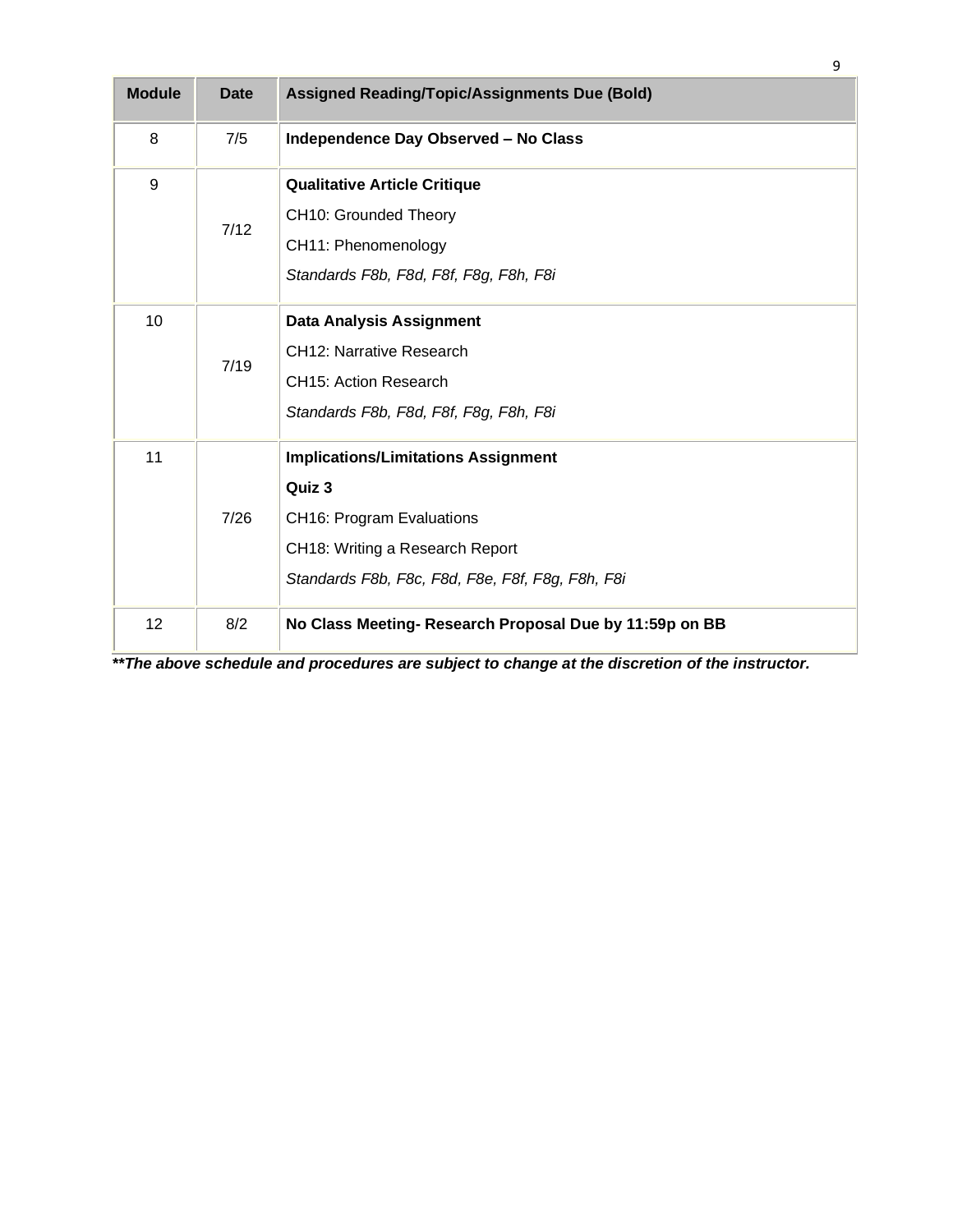| Module | Date | Assigned Reading/Topic/Assignments Due (Bold) |
|---|---|---|
| 8 | 7/5 | **Independence Day Observed – No Class** |
| 9 | 7/12 | **Qualitative Article Critique**<br>CH10: Grounded Theory<br>CH11: Phenomenology<br>*Standards F8b, F8d, F8f, F8g, F8h, F8i* |
| 10 | 7/19 | **Data Analysis Assignment**<br>CH12: Narrative Research<br>CH15: Action Research<br>*Standards F8b, F8d, F8f, F8g, F8h, F8i* |
| 11 | 7/26 | **Implications/Limitations Assignment**<br>**Quiz 3**<br>CH16: Program Evaluations<br>CH18: Writing a Research Report<br>*Standards F8b, F8c, F8d, F8e, F8f, F8g, F8h, F8i* |
| 12 | 8/2 | **No Class Meeting- Research Proposal Due by 11:59p on BB** |

***\*The above schedule and procedures are subject to change at the discretion of the instructor.***